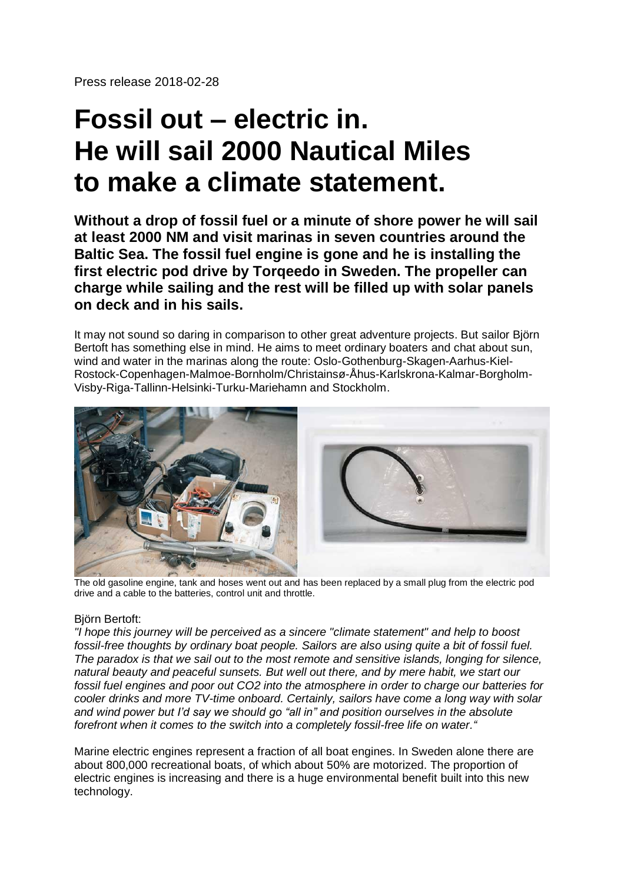Press release 2018-02-28

# Fossil out – electric in. He will sail 2000 Nautical Miles to make a climate statement.

**Without a drop of fossil fuel or a minute of shore power he will sail at least 2000 NM and visit marinas in seven countries around the Baltic Sea. The fossil fuel engine is gone and he is installing the first electric pod drive by Torqeedo in Sweden. The propeller can charge while sailing and the rest will be filled up with solar panels on deck and in his sails.**

It may not sound so daring in comparison to other great adventure projects. But sailor Björn Bertoft has something else in mind. He aims to meet ordinary boaters and chat about sun, wind and water in the marinas along the route: Oslo-Gothenburg-Skagen-Aarhus-Kiel-Rostock-Copenhagen-Malmoe-Bornholm/Christainsø-Åhus-Karlskrona-Kalmar-Borgholm-Visby-Riga-Tallinn-Helsinki-Turku-Mariehamn and Stockholm.

The old gasoline engine, tank and hoses went out and has been replaced by a small plug from the electric pod drive and a cable to the batteries, control unit and throttle.

Björn Bertoft:

*"I hope this journey will be perceived as a sincere "climate statement" and help to boost fossil-free thoughts by ordinary boat people. Sailors are also using quite a bit of fossil fuel. The paradox is that we sail out to the most remote and sensitive islands, longing for silence, natural beauty and peaceful sunsets. But well out there, and by mere habit, we start our fossil fuel engines and poor out CO2 into the atmosphere in order to charge our batteries for cooler drinks and more TV-time onboard. Certainly, sailors have come a long way with solar and wind power but I'd say we should go "all in" and position ourselves in the absolute forefront when it comes to the switch into a completely fossil-free life on water."*

Marine electric engines represent a fraction of all boat engines. In Sweden alone there are about 800,000 recreational boats, of which about 50% are motorized. The proportion of electric engines is increasing and there is a huge environmental benefit built into this new technology.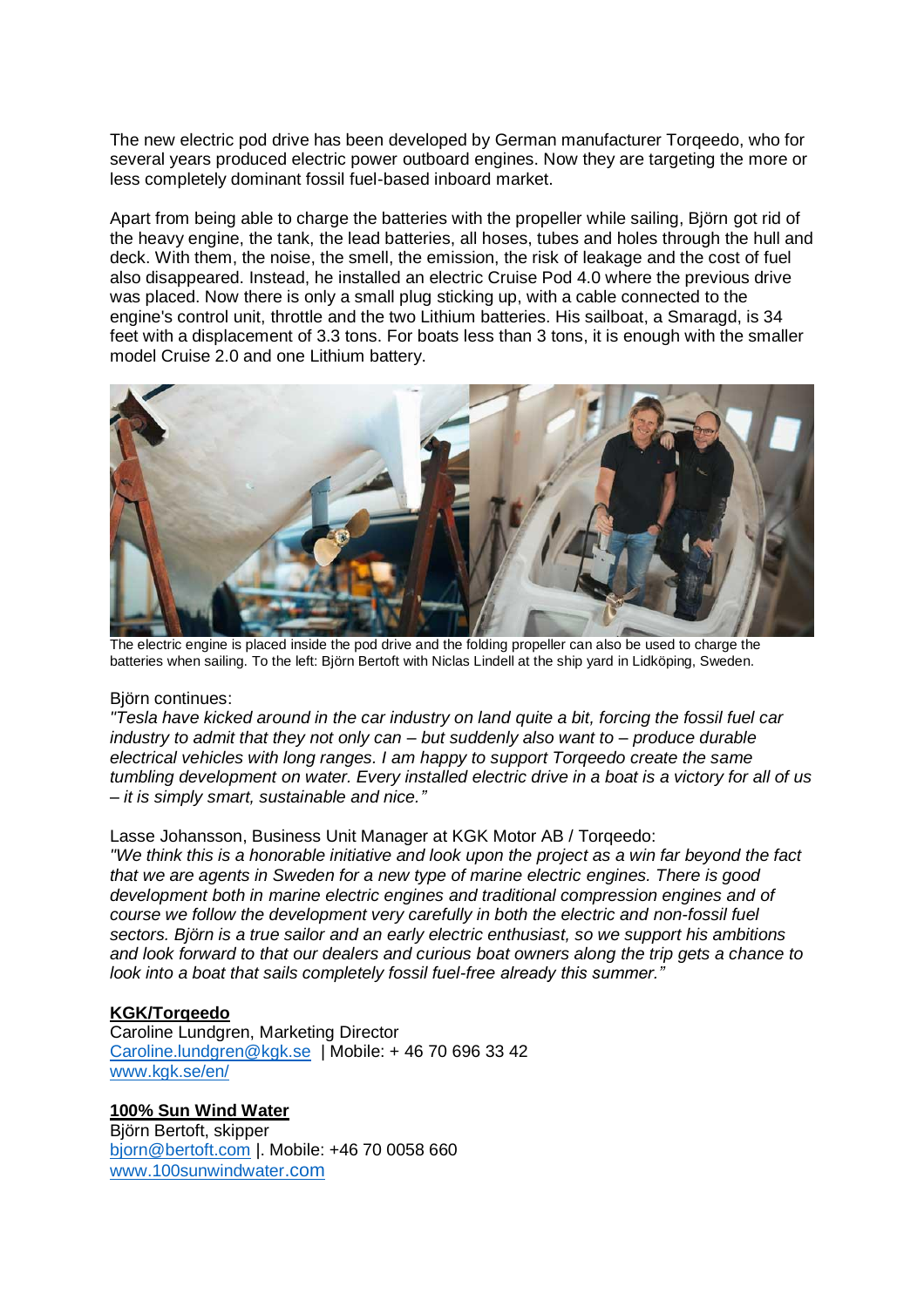The new electric pod drive has been developed by German manufacturer Torqeedo, who for several years produced electric power outboard engines. Now they are targeting the more or less completely dominant fossil fuel-based inboard market.

Apart from being able to charge the batteries with the propeller while sailing, Björn got rid of the heavy engine, the tank, the lead batteries, all hoses, tubes and holes through the hull and deck. With them, the noise, the smell, the emission, the risk of leakage and the cost of fuel also disappeared. Instead, he installed an electric Cruise Pod 4.0 where the previous drive was placed. Now there is only a small plug sticking up, with a cable connected to the engine's control unit, throttle and the two Lithium batteries. His sailboat, a Smaragd, is 34 feet with a displacement of 3.3 tons. For boats less than 3 tons, it is enough with the smaller model Cruise 2.0 and one Lithium battery.

The electric engine is placed inside the pod drive and the folding propeller can also be used to charge the batteries when sailing. To the left: Björn Bertoft with Niclas Lindell at the ship yard in Lidköping, Sweden.

Björn continues:
*"Tesla have kicked around in the car industry on land quite a bit, forcing the fossil fuel car industry to admit that they not only can – but suddenly also want to – produce durable electrical vehicles with long ranges. I am happy to support Torqeedo create the same tumbling development on water. Every installed electric drive in a boat is a victory for all of us – it is simply smart, sustainable and nice."*

Lasse Johansson, Business Unit Manager at KGK Motor AB / Torqeedo:
*"We think this is a honorable initiative and look upon the project as a win far beyond the fact that we are agents in Sweden for a new type of marine electric engines. There is good development both in marine electric engines and traditional compression engines and of course we follow the development very carefully in both the electric and non-fossil fuel sectors. Björn is a true sailor and an early electric enthusiast, so we support his ambitions and look forward to that our dealers and curious boat owners along the trip gets a chance to look into a boat that sails completely fossil fuel-free already this summer."*

**KGK/Torqeedo**
Caroline Lundgren, Marketing Director
Caroline.lundgren@kgk.se | Mobile: + 46 70 696 33 42
www.kgk.se/en/

**100% Sun Wind Water**
Björn Bertoft, skipper
bjorn@bertoft.com |. Mobile: +46 70 0058 660
www.100sunwindwater.com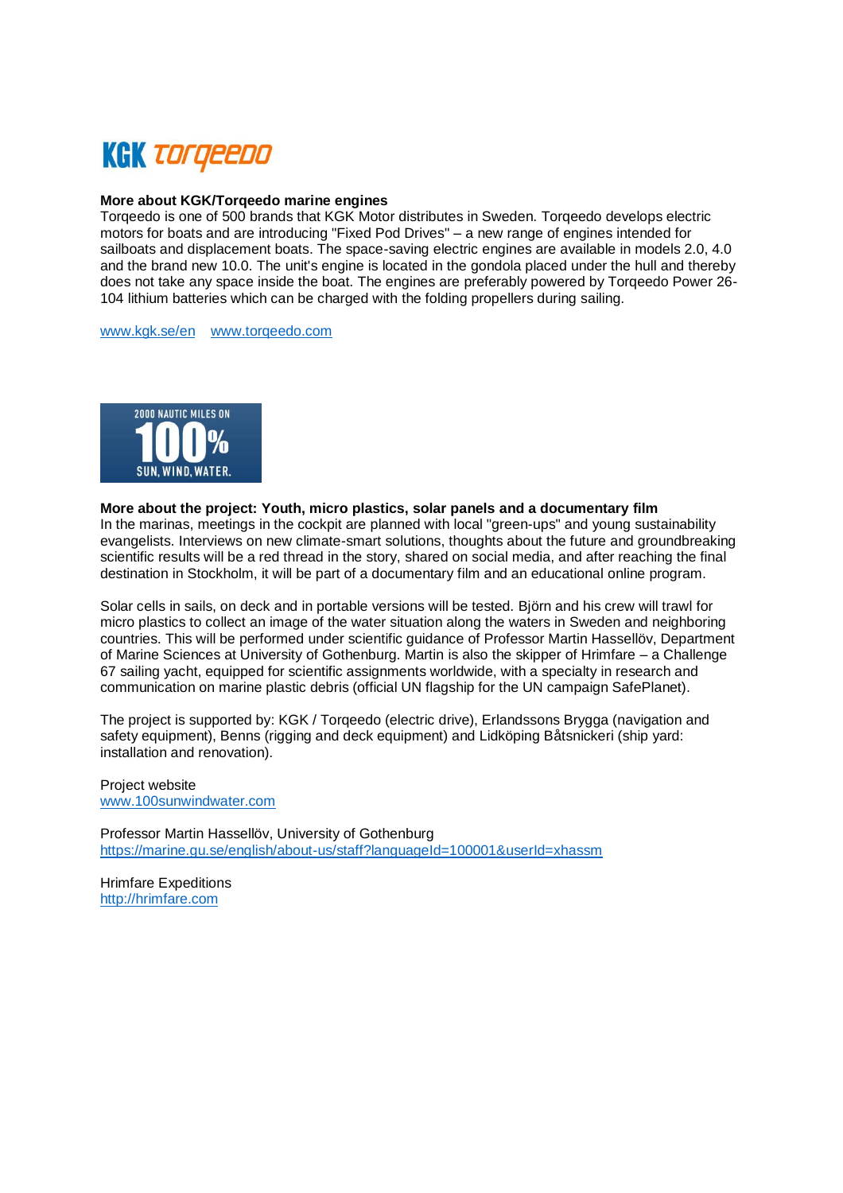**More about KGK/Torqeedo marine engines**
Torqeedo is one of 500 brands that KGK Motor distributes in Sweden. Torqeedo develops electric motors for boats and are introducing "Fixed Pod Drives" – a new range of engines intended for sailboats and displacement boats. The space-saving electric engines are available in models 2.0, 4.0 and the brand new 10.0. The unit's engine is located in the gondola placed under the hull and thereby does not take any space inside the boat. The engines are preferably powered by Torqeedo Power 26-104 lithium batteries which can be charged with the folding propellers during sailing.

www.kgk.se/en www.torqeedo.com

**More about the project: Youth, micro plastics, solar panels and a documentary film**
In the marinas, meetings in the cockpit are planned with local "green-ups" and young sustainability evangelists. Interviews on new climate-smart solutions, thoughts about the future and groundbreaking scientific results will be a red thread in the story, shared on social media, and after reaching the final destination in Stockholm, it will be part of a documentary film and an educational online program.

Solar cells in sails, on deck and in portable versions will be tested. Björn and his crew will trawl for micro plastics to collect an image of the water situation along the waters in Sweden and neighboring countries. This will be performed under scientific guidance of Professor Martin Hassellöv, Department of Marine Sciences at University of Gothenburg. Martin is also the skipper of Hrimfare – a Challenge 67 sailing yacht, equipped for scientific assignments worldwide, with a specialty in research and communication on marine plastic debris (official UN flagship for the UN campaign SafePlanet).

The project is supported by: KGK / Torqeedo (electric drive), Erlandssons Brygga (navigation and safety equipment), Benns (rigging and deck equipment) and Lidköping Båtsnickeri (ship yard: installation and renovation).

Project website
www.100sunwindwater.com

Professor Martin Hassellöv, University of Gothenburg
https://marine.gu.se/english/about-us/staff?languageId=100001&userId=xhassm

Hrimfare Expeditions
http://hrimfare.com